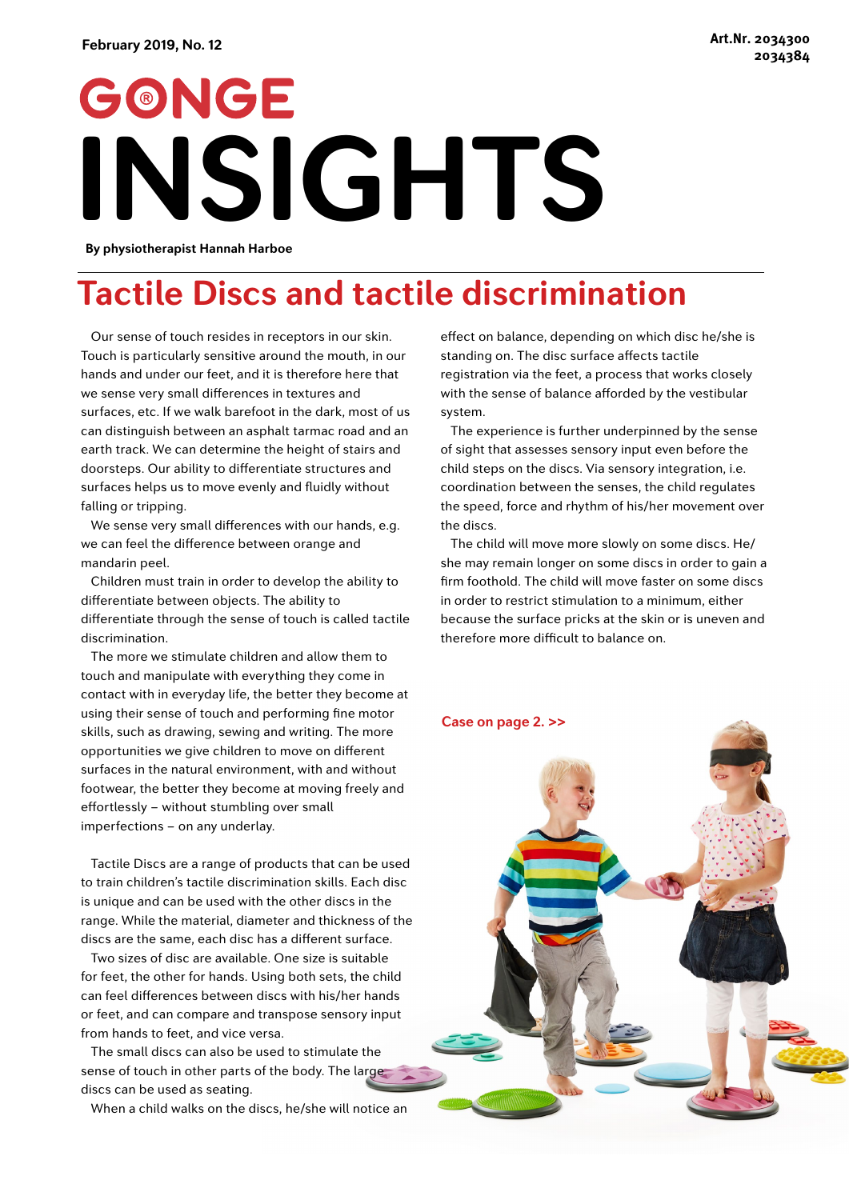February 2019, No. 12

Art.Nr. 2034300
2034384

# GONGE INSIGHTS

**By physiotherapist Hannah Harboe**

## Tactile Discs and tactile discrimination

Our sense of touch resides in receptors in our skin. Touch is particularly sensitive around the mouth, in our hands and under our feet, and it is therefore here that we sense very small differences in textures and surfaces, etc. If we walk barefoot in the dark, most of us can distinguish between an asphalt tarmac road and an earth track. We can determine the height of stairs and doorsteps. Our ability to differentiate structures and surfaces helps us to move evenly and fluidly without falling or tripping.

We sense very small differences with our hands, e.g. we can feel the difference between orange and mandarin peel.

Children must train in order to develop the ability to differentiate between objects. The ability to differentiate through the sense of touch is called tactile discrimination.

The more we stimulate children and allow them to touch and manipulate with everything they come in contact with in everyday life, the better they become at using their sense of touch and performing fine motor skills, such as drawing, sewing and writing. The more opportunities we give children to move on different surfaces in the natural environment, with and without footwear, the better they become at moving freely and effortlessly – without stumbling over small imperfections – on any underlay.

Tactile Discs are a range of products that can be used to train children's tactile discrimination skills. Each disc is unique and can be used with the other discs in the range. While the material, diameter and thickness of the discs are the same, each disc has a different surface.

Two sizes of disc are available. One size is suitable for feet, the other for hands. Using both sets, the child can feel differences between discs with his/her hands or feet, and can compare and transpose sensory input from hands to feet, and vice versa.

The small discs can also be used to stimulate the sense of touch in other parts of the body. The large discs can be used as seating.

When a child walks on the discs, he/she will notice an effect on balance, depending on which disc he/she is standing on. The disc surface affects tactile registration via the feet, a process that works closely with the sense of balance afforded by the vestibular system.

The experience is further underpinned by the sense of sight that assesses sensory input even before the child steps on the discs. Via sensory integration, i.e. coordination between the senses, the child regulates the speed, force and rhythm of his/her movement over the discs.

The child will move more slowly on some discs. He/she may remain longer on some discs in order to gain a firm foothold. The child will move faster on some discs in order to restrict stimulation to a minimum, either because the surface pricks at the skin or is uneven and therefore more difficult to balance on.

Case on page 2. >>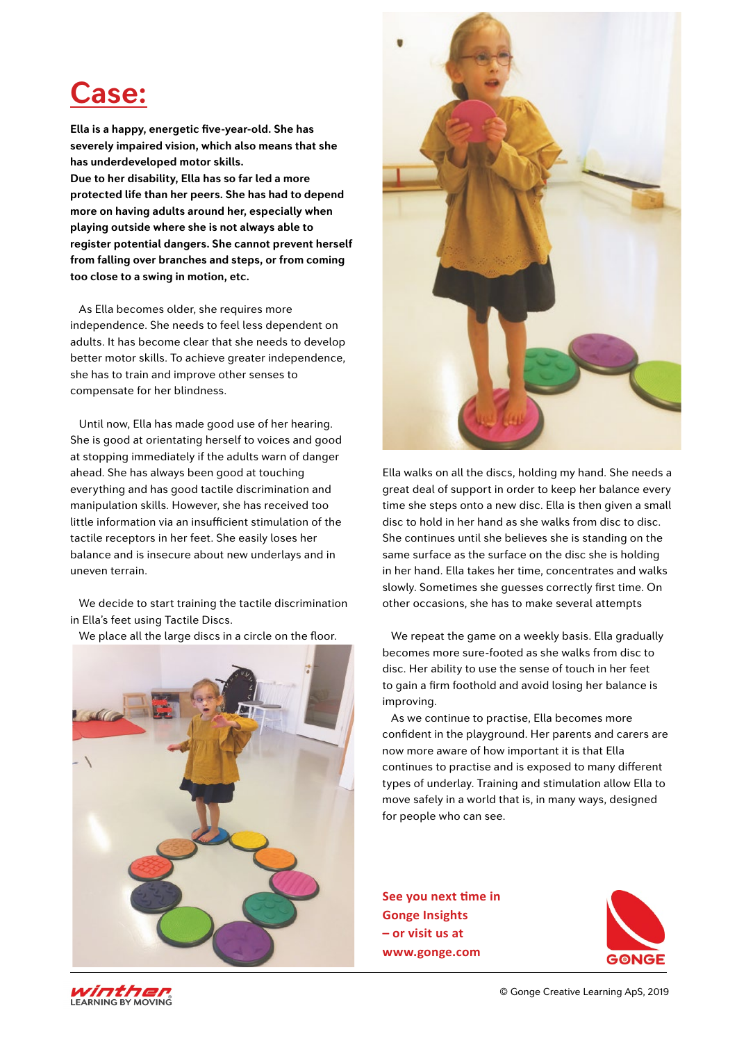# Case:

**Ella is a happy, energetic five-year-old. She has severely impaired vision, which also means that she has underdeveloped motor skills.**
**Due to her disability, Ella has so far led a more protected life than her peers. She has had to depend more on having adults around her, especially when playing outside where she is not always able to register potential dangers. She cannot prevent herself from falling over branches and steps, or from coming too close to a swing in motion, etc.**

As Ella becomes older, she requires more independence. She needs to feel less dependent on adults. It has become clear that she needs to develop better motor skills. To achieve greater independence, she has to train and improve other senses to compensate for her blindness.

Until now, Ella has made good use of her hearing. She is good at orientating herself to voices and good at stopping immediately if the adults warn of danger ahead. She has always been good at touching everything and has good tactile discrimination and manipulation skills. However, she has received too little information via an insufficient stimulation of the tactile receptors in her feet. She easily loses her balance and is insecure about new underlays and in uneven terrain.

We decide to start training the tactile discrimination in Ella's feet using Tactile Discs.
We place all the large discs in a circle on the floor.

Ella walks on all the discs, holding my hand. She needs a great deal of support in order to keep her balance every time she steps onto a new disc. Ella is then given a small disc to hold in her hand as she walks from disc to disc. She continues until she believes she is standing on the same surface as the surface on the disc she is holding in her hand. Ella takes her time, concentrates and walks slowly. Sometimes she guesses correctly first time. On other occasions, she has to make several attempts

We repeat the game on a weekly basis. Ella gradually becomes more sure-footed as she walks from disc to disc. Her ability to use the sense of touch in her feet to gain a firm foothold and avoid losing her balance is improving.
As we continue to practise, Ella becomes more confident in the playground. Her parents and carers are now more aware of how important it is that Ella continues to practise and is exposed to many different types of underlay. Training and stimulation allow Ella to move safely in a world that is, in many ways, designed for people who can see.

**See you next time in Gonge Insights – or visit us at www.gonge.com**

© Gonge Creative Learning ApS, 2019